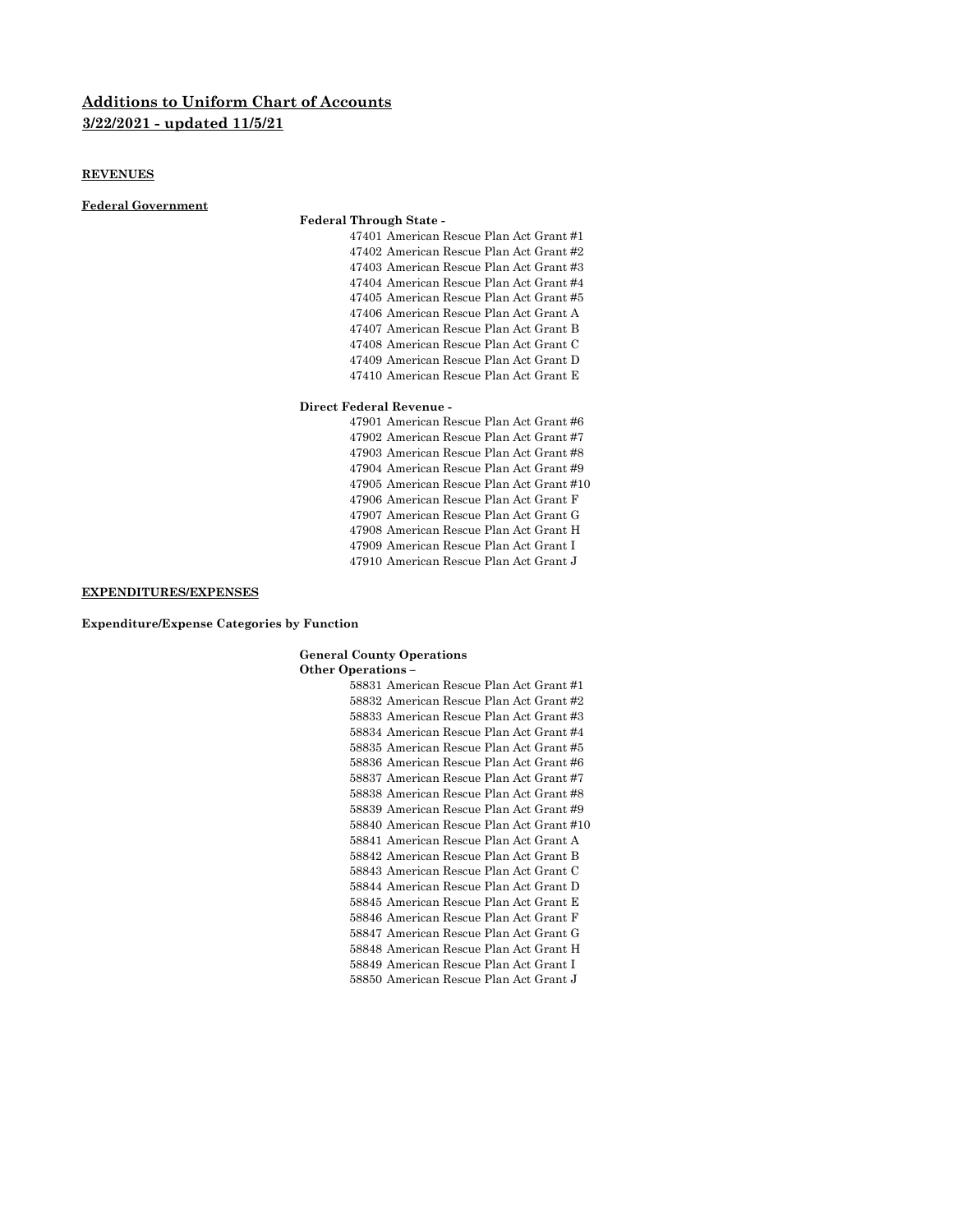# **Additions to Uniform Chart of Accounts**
## **3/22/2021 - updated 11/5/21**

**REVENUES**

**Federal Government**

**Federal Through State -**

47401 American Rescue Plan Act Grant #1
47402 American Rescue Plan Act Grant #2
47403 American Rescue Plan Act Grant #3
47404 American Rescue Plan Act Grant #4
47405 American Rescue Plan Act Grant #5
47406 American Rescue Plan Act Grant A
47407 American Rescue Plan Act Grant B
47408 American Rescue Plan Act Grant C
47409 American Rescue Plan Act Grant D
47410 American Rescue Plan Act Grant E

**Direct Federal Revenue -**

47901 American Rescue Plan Act Grant #6
47902 American Rescue Plan Act Grant #7
47903 American Rescue Plan Act Grant #8
47904 American Rescue Plan Act Grant #9
47905 American Rescue Plan Act Grant #10
47906 American Rescue Plan Act Grant F
47907 American Rescue Plan Act Grant G
47908 American Rescue Plan Act Grant H
47909 American Rescue Plan Act Grant I
47910 American Rescue Plan Act Grant J

**EXPENDITURES/EXPENSES**

**Expenditure/Expense Categories by Function**

**General County Operations**
**Other Operations –**

58831 American Rescue Plan Act Grant #1
58832 American Rescue Plan Act Grant #2
58833 American Rescue Plan Act Grant #3
58834 American Rescue Plan Act Grant #4
58835 American Rescue Plan Act Grant #5
58836 American Rescue Plan Act Grant #6
58837 American Rescue Plan Act Grant #7
58838 American Rescue Plan Act Grant #8
58839 American Rescue Plan Act Grant #9
58840 American Rescue Plan Act Grant #10
58841 American Rescue Plan Act Grant A
58842 American Rescue Plan Act Grant B
58843 American Rescue Plan Act Grant C
58844 American Rescue Plan Act Grant D
58845 American Rescue Plan Act Grant E
58846 American Rescue Plan Act Grant F
58847 American Rescue Plan Act Grant G
58848 American Rescue Plan Act Grant H
58849 American Rescue Plan Act Grant I
58850 American Rescue Plan Act Grant J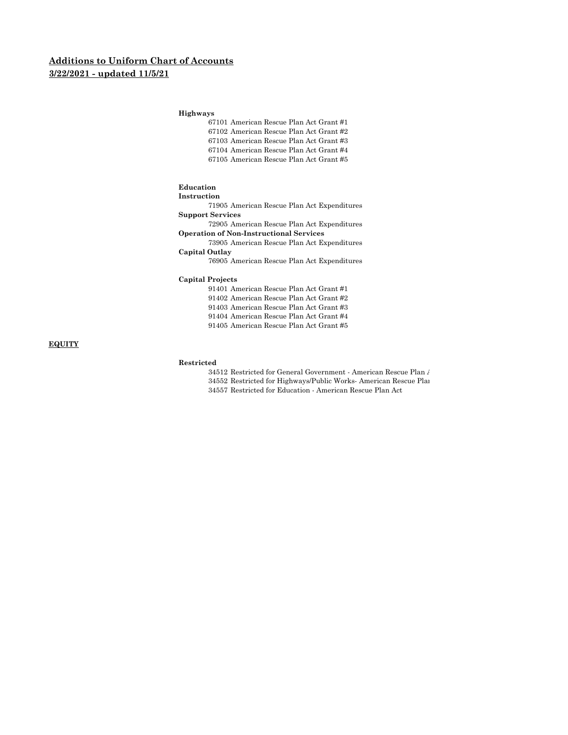**Additions to Uniform Chart of Accounts**
**3/22/2021 - updated 11/5/21**

**Highways**

67101 American Rescue Plan Act Grant #1
67102 American Rescue Plan Act Grant #2
67103 American Rescue Plan Act Grant #3
67104 American Rescue Plan Act Grant #4
67105 American Rescue Plan Act Grant #5

**Education**

**Instruction**

71905 American Rescue Plan Act Expenditures

**Support Services**

72905 American Rescue Plan Act Expenditures

**Operation of Non-Instructional Services**

73905 American Rescue Plan Act Expenditures

**Capital Outlay**

76905 American Rescue Plan Act Expenditures

**Capital Projects**

91401 American Rescue Plan Act Grant #1
91402 American Rescue Plan Act Grant #2
91403 American Rescue Plan Act Grant #3
91404 American Rescue Plan Act Grant #4
91405 American Rescue Plan Act Grant #5

**EQUITY**

**Restricted**

34512 Restricted for General Government - American Rescue Plan A
34552 Restricted for Highways/Public Works- American Rescue Plan
34557 Restricted for Education - American Rescue Plan Act